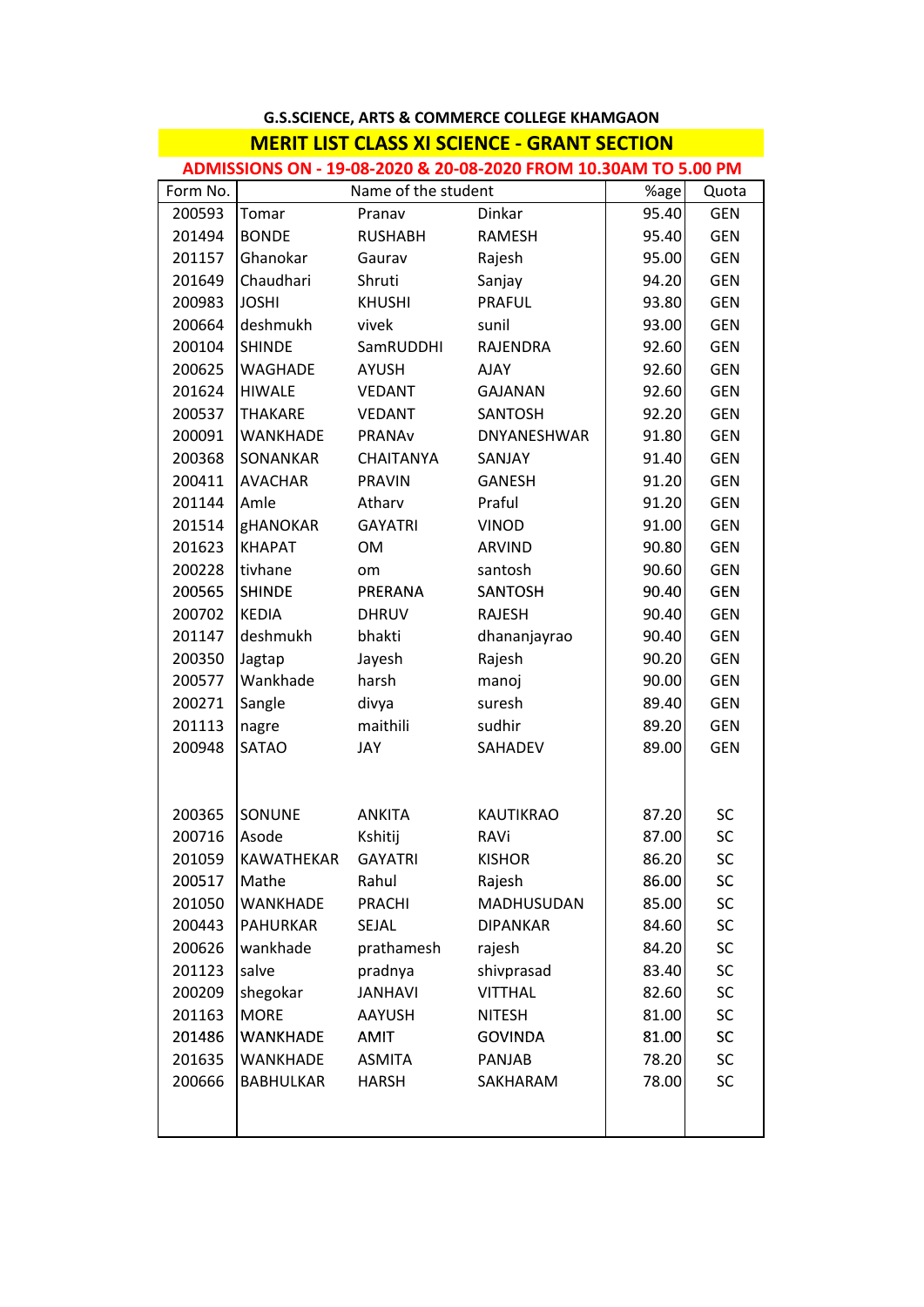## G.S.SCIENCE, ARTS & COMMERCE COLLEGE KHAMGAON

## MERIT LIST CLASS XI SCIENCE - GRANT SECTION

**ADMISSIONS ON - 19-08-2020 & 20-08-2020 FROM 10.30AM TO 5.00 PM**

| Form No. | Name of the student | | | %age | Quota |
|---|---|---|---|---|---|
| 200593 | Tomar | Pranav | Dinkar | 95.40 | GEN |
| 201494 | BONDE | RUSHABH | RAMESH | 95.40 | GEN |
| 201157 | Ghanokar | Gaurav | Rajesh | 95.00 | GEN |
| 201649 | Chaudhari | Shruti | Sanjay | 94.20 | GEN |
| 200983 | JOSHI | KHUSHI | PRAFUL | 93.80 | GEN |
| 200664 | deshmukh | vivek | sunil | 93.00 | GEN |
| 200104 | SHINDE | SamRUDDHI | RAJENDRA | 92.60 | GEN |
| 200625 | WAGHADE | AYUSH | AJAY | 92.60 | GEN |
| 201624 | HIWALE | VEDANT | GAJANAN | 92.60 | GEN |
| 200537 | THAKARE | VEDANT | SANTOSH | 92.20 | GEN |
| 200091 | WANKHADE | PRANAv | DNYANESHWAR | 91.80 | GEN |
| 200368 | SONANKAR | CHAITANYA | SANJAY | 91.40 | GEN |
| 200411 | AVACHAR | PRAVIN | GANESH | 91.20 | GEN |
| 201144 | Amle | Atharv | Praful | 91.20 | GEN |
| 201514 | gHANOKAR | GAYATRI | VINOD | 91.00 | GEN |
| 201623 | KHAPAT | OM | ARVIND | 90.80 | GEN |
| 200228 | tivhane | om | santosh | 90.60 | GEN |
| 200565 | SHINDE | PRERANA | SANTOSH | 90.40 | GEN |
| 200702 | KEDIA | DHRUV | RAJESH | 90.40 | GEN |
| 201147 | deshmukh | bhakti | dhananjayrao | 90.40 | GEN |
| 200350 | Jagtap | Jayesh | Rajesh | 90.20 | GEN |
| 200577 | Wankhade | harsh | manoj | 90.00 | GEN |
| 200271 | Sangle | divya | suresh | 89.40 | GEN |
| 201113 | nagre | maithili | sudhir | 89.20 | GEN |
| 200948 | SATAO | JAY | SAHADEV | 89.00 | GEN |
| | | | | | |
| 200365 | SONUNE | ANKITA | KAUTIKRAO | 87.20 | SC |
| 200716 | Asode | Kshitij | RAVi | 87.00 | SC |
| 201059 | KAWATHEKAR | GAYATRI | KISHOR | 86.20 | SC |
| 200517 | Mathe | Rahul | Rajesh | 86.00 | SC |
| 201050 | WANKHADE | PRACHI | MADHUSUDAN | 85.00 | SC |
| 200443 | PAHURKAR | SEJAL | DIPANKAR | 84.60 | SC |
| 200626 | wankhade | prathamesh | rajesh | 84.20 | SC |
| 201123 | salve | pradnya | shivprasad | 83.40 | SC |
| 200209 | shegokar | JANHAVI | VITTHAL | 82.60 | SC |
| 201163 | MORE | AAYUSH | NITESH | 81.00 | SC |
| 201486 | WANKHADE | AMIT | GOVINDA | 81.00 | SC |
| 201635 | WANKHADE | ASMITA | PANJAB | 78.20 | SC |
| 200666 | BABHULKAR | HARSH | SAKHARAM | 78.00 | SC |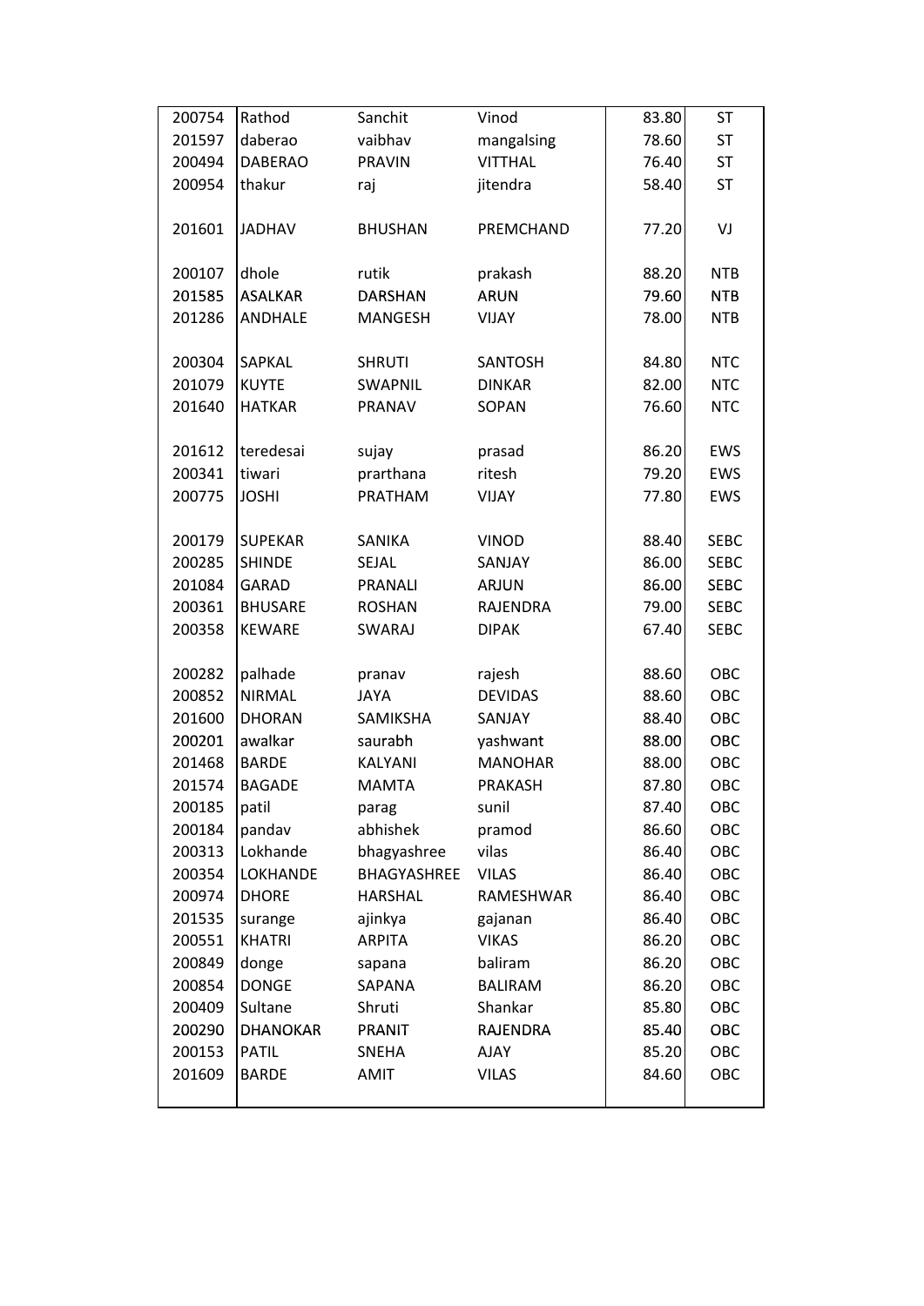| | | | | | |
|---|---|---|---|---|---|
| 200754 | Rathod | Sanchit | Vinod | 83.80 | ST |
| 201597 | daberao | vaibhav | mangalsing | 78.60 | ST |
| 200494 | DABERAO | PRAVIN | VITTHAL | 76.40 | ST |
| 200954 | thakur | raj | jitendra | 58.40 | ST |
| | | | | | |
| 201601 | JADHAV | BHUSHAN | PREMCHAND | 77.20 | VJ |
| | | | | | |
| 200107 | dhole | rutik | prakash | 88.20 | NTB |
| 201585 | ASALKAR | DARSHAN | ARUN | 79.60 | NTB |
| 201286 | ANDHALE | MANGESH | VIJAY | 78.00 | NTB |
| | | | | | |
| 200304 | SAPKAL | SHRUTI | SANTOSH | 84.80 | NTC |
| 201079 | KUYTE | SWAPNIL | DINKAR | 82.00 | NTC |
| 201640 | HATKAR | PRANAV | SOPAN | 76.60 | NTC |
| | | | | | |
| 201612 | teredesai | sujay | prasad | 86.20 | EWS |
| 200341 | tiwari | prarthana | ritesh | 79.20 | EWS |
| 200775 | JOSHI | PRATHAM | VIJAY | 77.80 | EWS |
| | | | | | |
| 200179 | SUPEKAR | SANIKA | VINOD | 88.40 | SEBC |
| 200285 | SHINDE | SEJAL | SANJAY | 86.00 | SEBC |
| 201084 | GARAD | PRANALI | ARJUN | 86.00 | SEBC |
| 200361 | BHUSARE | ROSHAN | RAJENDRA | 79.00 | SEBC |
| 200358 | KEWARE | SWARAJ | DIPAK | 67.40 | SEBC |
| | | | | | |
| 200282 | palhade | pranav | rajesh | 88.60 | OBC |
| 200852 | NIRMAL | JAYA | DEVIDAS | 88.60 | OBC |
| 201600 | DHORAN | SAMIKSHA | SANJAY | 88.40 | OBC |
| 200201 | awalkar | saurabh | yashwant | 88.00 | OBC |
| 201468 | BARDE | KALYANI | MANOHAR | 88.00 | OBC |
| 201574 | BAGADE | MAMTA | PRAKASH | 87.80 | OBC |
| 200185 | patil | parag | sunil | 87.40 | OBC |
| 200184 | pandav | abhishek | pramod | 86.60 | OBC |
| 200313 | Lokhande | bhagyashree | vilas | 86.40 | OBC |
| 200354 | LOKHANDE | BHAGYASHREE | VILAS | 86.40 | OBC |
| 200974 | DHORE | HARSHAL | RAMESHWAR | 86.40 | OBC |
| 201535 | surange | ajinkya | gajanan | 86.40 | OBC |
| 200551 | KHATRI | ARPITA | VIKAS | 86.20 | OBC |
| 200849 | donge | sapana | baliram | 86.20 | OBC |
| 200854 | DONGE | SAPANA | BALIRAM | 86.20 | OBC |
| 200409 | Sultane | Shruti | Shankar | 85.80 | OBC |
| 200290 | DHANOKAR | PRANIT | RAJENDRA | 85.40 | OBC |
| 200153 | PATIL | SNEHA | AJAY | 85.20 | OBC |
| 201609 | BARDE | AMIT | VILAS | 84.60 | OBC |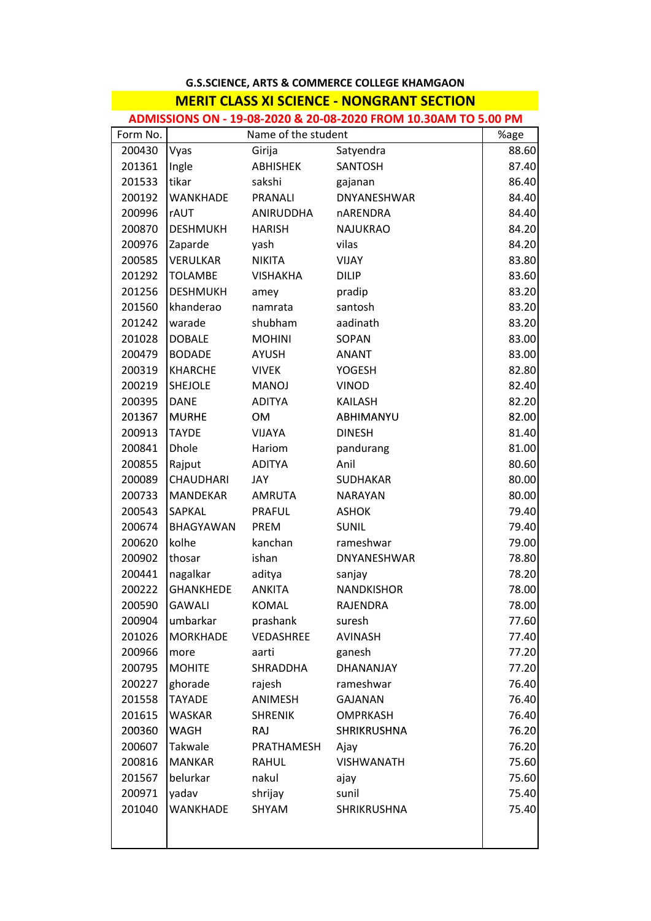**G.S.SCIENCE, ARTS & COMMERCE COLLEGE KHAMGAON**

## MERIT CLASS XI SCIENCE - NONGRANT SECTION

**ADMISSIONS ON - 19-08-2020 & 20-08-2020 FROM 10.30AM TO 5.00 PM**

| Form No. | Name of the student | | | %age |
|---|---|---|---|---|
| 200430 | Vyas | Girija | Satyendra | 88.60 |
| 201361 | Ingle | ABHISHEK | SANTOSH | 87.40 |
| 201533 | tikar | sakshi | gajanan | 86.40 |
| 200192 | WANKHADE | PRANALI | DNYANESHWAR | 84.40 |
| 200996 | rAUT | ANIRUDDHA | nARENDRA | 84.40 |
| 200870 | DESHMUKH | HARISH | NAJUKRAO | 84.20 |
| 200976 | Zaparde | yash | vilas | 84.20 |
| 200585 | VERULKAR | NIKITA | VIJAY | 83.80 |
| 201292 | TOLAMBE | VISHAKHA | DILIP | 83.60 |
| 201256 | DESHMUKH | amey | pradip | 83.20 |
| 201560 | khanderao | namrata | santosh | 83.20 |
| 201242 | warade | shubham | aadinath | 83.20 |
| 201028 | DOBALE | MOHINI | SOPAN | 83.00 |
| 200479 | BODADE | AYUSH | ANANT | 83.00 |
| 200319 | KHARCHE | VIVEK | YOGESH | 82.80 |
| 200219 | SHEJOLE | MANOJ | VINOD | 82.40 |
| 200395 | DANE | ADITYA | KAILASH | 82.20 |
| 201367 | MURHE | OM | ABHIMANYU | 82.00 |
| 200913 | TAYDE | VIJAYA | DINESH | 81.40 |
| 200841 | Dhole | Hariom | pandurang | 81.00 |
| 200855 | Rajput | ADITYA | Anil | 80.60 |
| 200089 | CHAUDHARI | JAY | SUDHAKAR | 80.00 |
| 200733 | MANDEKAR | AMRUTA | NARAYAN | 80.00 |
| 200543 | SAPKAL | PRAFUL | ASHOK | 79.40 |
| 200674 | BHAGYAWAN | PREM | SUNIL | 79.40 |
| 200620 | kolhe | kanchan | rameshwar | 79.00 |
| 200902 | thosar | ishan | DNYANESHWAR | 78.80 |
| 200441 | nagalkar | aditya | sanjay | 78.20 |
| 200222 | GHANKHEDE | ANKITA | NANDKISHOR | 78.00 |
| 200590 | GAWALI | KOMAL | RAJENDRA | 78.00 |
| 200904 | umbarkar | prashank | suresh | 77.60 |
| 201026 | MORKHADE | VEDASHREE | AVINASH | 77.40 |
| 200966 | more | aarti | ganesh | 77.20 |
| 200795 | MOHITE | SHRADDHA | DHANANJAY | 77.20 |
| 200227 | ghorade | rajesh | rameshwar | 76.40 |
| 201558 | TAYADE | ANIMESH | GAJANAN | 76.40 |
| 201615 | WASKAR | SHRENIK | OMPRKASH | 76.40 |
| 200360 | WAGH | RAJ | SHRIKRUSHNA | 76.20 |
| 200607 | Takwale | PRATHAMESH | Ajay | 76.20 |
| 200816 | MANKAR | RAHUL | VISHWANATH | 75.60 |
| 201567 | belurkar | nakul | ajay | 75.60 |
| 200971 | yadav | shrijay | sunil | 75.40 |
| 201040 | WANKHADE | SHYAM | SHRIKRUSHNA | 75.40 |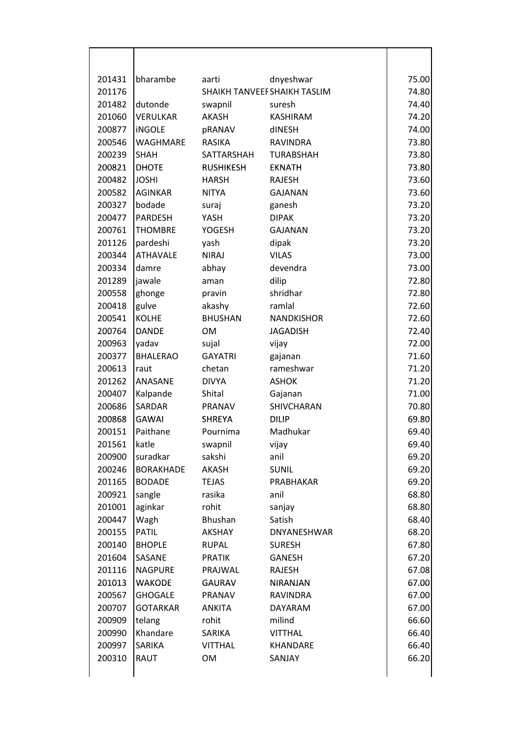| | | | | |
|---|---|---|---|---|
| 201431 | bharambe | aarti | dnyeshwar | 75.00 |
| 201176 | | SHAIKH TANVEER | SHAIKH TASLIM | 74.80 |
| 201482 | dutonde | swapnil | suresh | 74.40 |
| 201060 | VERULKAR | AKASH | KASHIRAM | 74.20 |
| 200877 | iNGOLE | pRANAV | dINESH | 74.00 |
| 200546 | WAGHMARE | RASIKA | RAVINDRA | 73.80 |
| 200239 | SHAH | SATTARSHAH | TURABSHAH | 73.80 |
| 200821 | DHOTE | RUSHIKESH | EKNATH | 73.80 |
| 200482 | JOSHI | HARSH | RAJESH | 73.60 |
| 200582 | AGINKAR | NITYA | GAJANAN | 73.60 |
| 200327 | bodade | suraj | ganesh | 73.20 |
| 200477 | PARDESH | YASH | DIPAK | 73.20 |
| 200761 | THOMBRE | YOGESH | GAJANAN | 73.20 |
| 201126 | pardeshi | yash | dipak | 73.20 |
| 200344 | ATHAVALE | NIRAJ | VILAS | 73.00 |
| 200334 | damre | abhay | devendra | 73.00 |
| 201289 | jawale | aman | dilip | 72.80 |
| 200558 | ghonge | pravin | shridhar | 72.80 |
| 200418 | gulve | akashy | ramlal | 72.60 |
| 200541 | KOLHE | BHUSHAN | NANDKISHOR | 72.60 |
| 200764 | DANDE | OM | JAGADISH | 72.40 |
| 200963 | yadav | sujal | vijay | 72.00 |
| 200377 | BHALERAO | GAYATRI | gajanan | 71.60 |
| 200613 | raut | chetan | rameshwar | 71.20 |
| 201262 | ANASANE | DIVYA | ASHOK | 71.20 |
| 200407 | Kalpande | Shital | Gajanan | 71.00 |
| 200686 | SARDAR | PRANAV | SHIVCHARAN | 70.80 |
| 200868 | GAWAI | SHREYA | DILIP | 69.80 |
| 200151 | Paithane | Pournima | Madhukar | 69.40 |
| 201561 | katle | swapnil | vijay | 69.40 |
| 200900 | suradkar | sakshi | anil | 69.20 |
| 200246 | BORAKHADE | AKASH | SUNIL | 69.20 |
| 201165 | BODADE | TEJAS | PRABHAKAR | 69.20 |
| 200921 | sangle | rasika | anil | 68.80 |
| 201001 | aginkar | rohit | sanjay | 68.80 |
| 200447 | Wagh | Bhushan | Satish | 68.40 |
| 200155 | PATIL | AKSHAY | DNYANESHWAR | 68.20 |
| 200140 | BHOPLE | RUPAL | SURESH | 67.80 |
| 201604 | SASANE | PRATIK | GANESH | 67.20 |
| 201116 | NAGPURE | PRAJWAL | RAJESH | 67.08 |
| 201013 | WAKODE | GAURAV | NIRANJAN | 67.00 |
| 200567 | GHOGALE | PRANAV | RAVINDRA | 67.00 |
| 200707 | GOTARKAR | ANKITA | DAYARAM | 67.00 |
| 200909 | telang | rohit | milind | 66.60 |
| 200990 | Khandare | SARIKA | VITTHAL | 66.40 |
| 200997 | SARIKA | VITTHAL | KHANDARE | 66.40 |
| 200310 | RAUT | OM | SANJAY | 66.20 |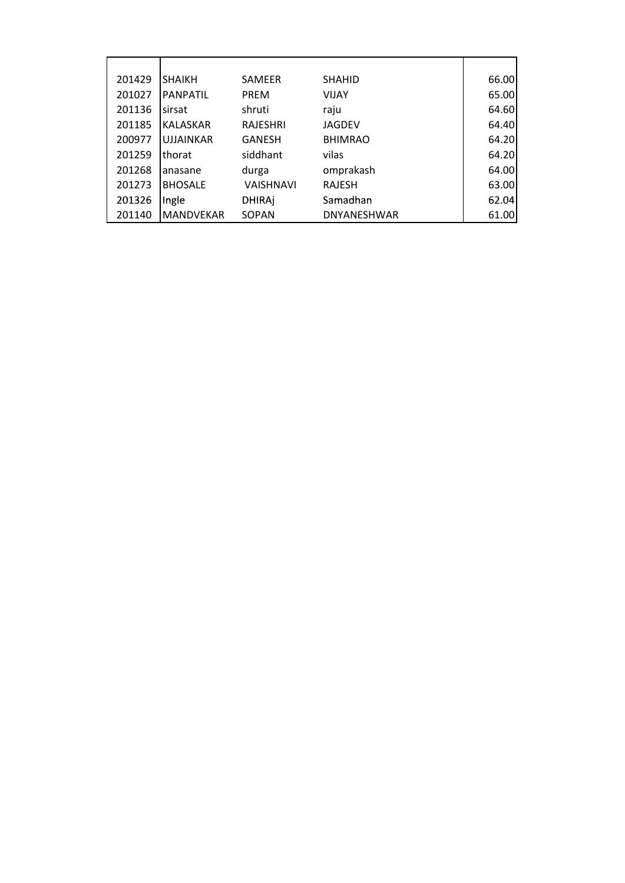|  |  |  |  |  |
|---|---|---|---|---|
| 201429 | SHAIKH | SAMEER | SHAHID | 66.00 |
| 201027 | PANPATIL | PREM | VIJAY | 65.00 |
| 201136 | sirsat | shruti | raju | 64.60 |
| 201185 | KALASKAR | RAJESHRI | JAGDEV | 64.40 |
| 200977 | UJJAINKAR | GANESH | BHIMRAO | 64.20 |
| 201259 | thorat | siddhant | vilas | 64.20 |
| 201268 | anasane | durga | omprakash | 64.00 |
| 201273 | BHOSALE | VAISHNAVI | RAJESH | 63.00 |
| 201326 | Ingle | DHIRAj | Samadhan | 62.04 |
| 201140 | MANDVEKAR | SOPAN | DNYANESHWAR | 61.00 |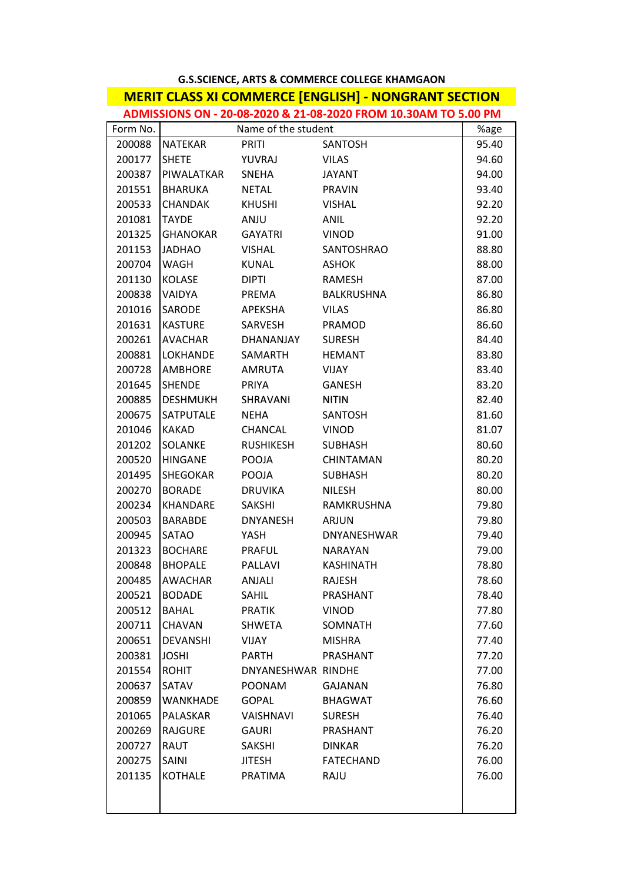**G.S.SCIENCE, ARTS & COMMERCE COLLEGE KHAMGAON**

## MERIT CLASS XI COMMERCE [ENGLISH] - NONGRANT SECTION

**ADMISSIONS ON - 20-08-2020 & 21-08-2020 FROM 10.30AM TO 5.00 PM**

| Form No. | Name of the student | | | %age |
|---|---|---|---|---|
| 200088 | NATEKAR | PRITI | SANTOSH | 95.40 |
| 200177 | SHETE | YUVRAJ | VILAS | 94.60 |
| 200387 | PIWALATKAR | SNEHA | JAYANT | 94.00 |
| 201551 | BHARUKA | NETAL | PRAVIN | 93.40 |
| 200533 | CHANDAK | KHUSHI | VISHAL | 92.20 |
| 201081 | TAYDE | ANJU | ANIL | 92.20 |
| 201325 | GHANOKAR | GAYATRI | VINOD | 91.00 |
| 201153 | JADHAO | VISHAL | SANTOSHRAO | 88.80 |
| 200704 | WAGH | KUNAL | ASHOK | 88.00 |
| 201130 | KOLASE | DIPTI | RAMESH | 87.00 |
| 200838 | VAIDYA | PREMA | BALKRUSHNA | 86.80 |
| 201016 | SARODE | APEKSHA | VILAS | 86.80 |
| 201631 | KASTURE | SARVESH | PRAMOD | 86.60 |
| 200261 | AVACHAR | DHANANJAY | SURESH | 84.40 |
| 200881 | LOKHANDE | SAMARTH | HEMANT | 83.80 |
| 200728 | AMBHORE | AMRUTA | VIJAY | 83.40 |
| 201645 | SHENDE | PRIYA | GANESH | 83.20 |
| 200885 | DESHMUKH | SHRAVANI | NITIN | 82.40 |
| 200675 | SATPUTALE | NEHA | SANTOSH | 81.60 |
| 201046 | KAKAD | CHANCAL | VINOD | 81.07 |
| 201202 | SOLANKE | RUSHIKESH | SUBHASH | 80.60 |
| 200520 | HINGANE | POOJA | CHINTAMAN | 80.20 |
| 201495 | SHEGOKAR | POOJA | SUBHASH | 80.20 |
| 200270 | BORADE | DRUVIKA | NILESH | 80.00 |
| 200234 | KHANDARE | SAKSHI | RAMKRUSHNA | 79.80 |
| 200503 | BARABDE | DNYANESH | ARJUN | 79.80 |
| 200945 | SATAO | YASH | DNYANESHWAR | 79.40 |
| 201323 | BOCHARE | PRAFUL | NARAYAN | 79.00 |
| 200848 | BHOPALE | PALLAVI | KASHINATH | 78.80 |
| 200485 | AWACHAR | ANJALI | RAJESH | 78.60 |
| 200521 | BODADE | SAHIL | PRASHANT | 78.40 |
| 200512 | BAHAL | PRATIK | VINOD | 77.80 |
| 200711 | CHAVAN | SHWETA | SOMNATH | 77.60 |
| 200651 | DEVANSHI | VIJAY | MISHRA | 77.40 |
| 200381 | JOSHI | PARTH | PRASHANT | 77.20 |
| 201554 | ROHIT | DNYANESHWAR | RINDHE | 77.00 |
| 200637 | SATAV | POONAM | GAJANAN | 76.80 |
| 200859 | WANKHADE | GOPAL | BHAGWAT | 76.60 |
| 201065 | PALASKAR | VAISHNAVI | SURESH | 76.40 |
| 200269 | RAJGURE | GAURI | PRASHANT | 76.20 |
| 200727 | RAUT | SAKSHI | DINKAR | 76.20 |
| 200275 | SAINI | JITESH | FATECHAND | 76.00 |
| 201135 | KOTHALE | PRATIMA | RAJU | 76.00 |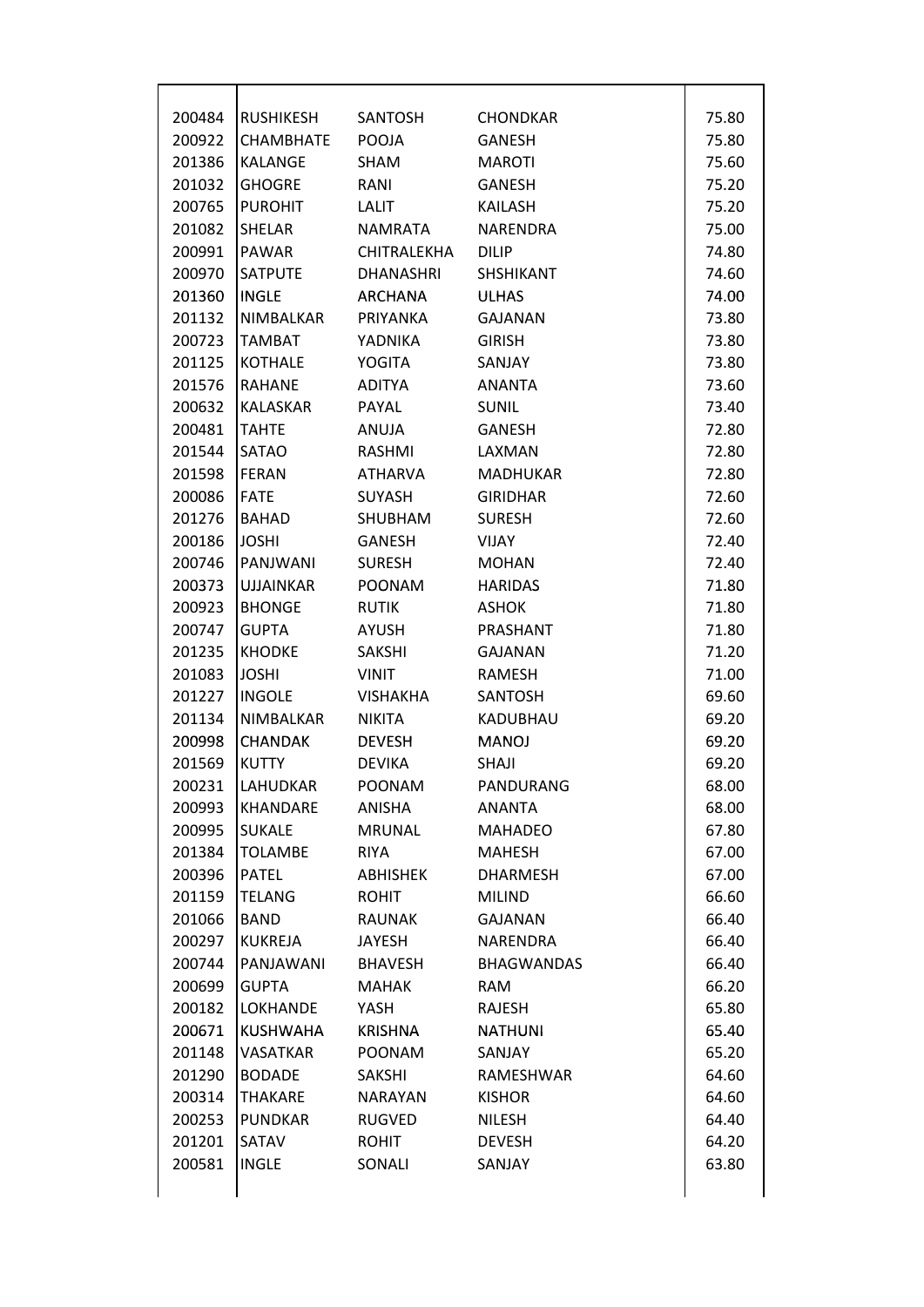| | | | | | |
|---|---|---|---|---|---|
| 200484 | RUSHIKESH | SANTOSH | CHONDKAR | | 75.80 |
| 200922 | CHAMBHATE | POOJA | GANESH | | 75.80 |
| 201386 | KALANGE | SHAM | MAROTI | | 75.60 |
| 201032 | GHOGRE | RANI | GANESH | | 75.20 |
| 200765 | PUROHIT | LALIT | KAILASH | | 75.20 |
| 201082 | SHELAR | NAMRATA | NARENDRA | | 75.00 |
| 200991 | PAWAR | CHITRALEKHA | DILIP | | 74.80 |
| 200970 | SATPUTE | DHANASHRI | SHSHIKANT | | 74.60 |
| 201360 | INGLE | ARCHANA | ULHAS | | 74.00 |
| 201132 | NIMBALKAR | PRIYANKA | GAJANAN | | 73.80 |
| 200723 | TAMBAT | YADNIKA | GIRISH | | 73.80 |
| 201125 | KOTHALE | YOGITA | SANJAY | | 73.80 |
| 201576 | RAHANE | ADITYA | ANANTA | | 73.60 |
| 200632 | KALASKAR | PAYAL | SUNIL | | 73.40 |
| 200481 | TAHTE | ANUJA | GANESH | | 72.80 |
| 201544 | SATAO | RASHMI | LAXMAN | | 72.80 |
| 201598 | FERAN | ATHARVA | MADHUKAR | | 72.80 |
| 200086 | FATE | SUYASH | GIRIDHAR | | 72.60 |
| 201276 | BAHAD | SHUBHAM | SURESH | | 72.60 |
| 200186 | JOSHI | GANESH | VIJAY | | 72.40 |
| 200746 | PANJWANI | SURESH | MOHAN | | 72.40 |
| 200373 | UJJAINKAR | POONAM | HARIDAS | | 71.80 |
| 200923 | BHONGE | RUTIK | ASHOK | | 71.80 |
| 200747 | GUPTA | AYUSH | PRASHANT | | 71.80 |
| 201235 | KHODKE | SAKSHI | GAJANAN | | 71.20 |
| 201083 | JOSHI | VINIT | RAMESH | | 71.00 |
| 201227 | INGOLE | VISHAKHA | SANTOSH | | 69.60 |
| 201134 | NIMBALKAR | NIKITA | KADUBHAU | | 69.20 |
| 200998 | CHANDAK | DEVESH | MANOJ | | 69.20 |
| 201569 | KUTTY | DEVIKA | SHAJI | | 69.20 |
| 200231 | LAHUDKAR | POONAM | PANDURANG | | 68.00 |
| 200993 | KHANDARE | ANISHA | ANANTA | | 68.00 |
| 200995 | SUKALE | MRUNAL | MAHADEO | | 67.80 |
| 201384 | TOLAMBE | RIYA | MAHESH | | 67.00 |
| 200396 | PATEL | ABHISHEK | DHARMESH | | 67.00 |
| 201159 | TELANG | ROHIT | MILIND | | 66.60 |
| 201066 | BAND | RAUNAK | GAJANAN | | 66.40 |
| 200297 | KUKREJA | JAYESH | NARENDRA | | 66.40 |
| 200744 | PANJAWANI | BHAVESH | BHAGWANDAS | | 66.40 |
| 200699 | GUPTA | MAHAK | RAM | | 66.20 |
| 200182 | LOKHANDE | YASH | RAJESH | | 65.80 |
| 200671 | KUSHWAHA | KRISHNA | NATHUNI | | 65.40 |
| 201148 | VASATKAR | POONAM | SANJAY | | 65.20 |
| 201290 | BODADE | SAKSHI | RAMESHWAR | | 64.60 |
| 200314 | THAKARE | NARAYAN | KISHOR | | 64.60 |
| 200253 | PUNDKAR | RUGVED | NILESH | | 64.40 |
| 201201 | SATAV | ROHIT | DEVESH | | 64.20 |
| 200581 | INGLE | SONALI | SANJAY | | 63.80 |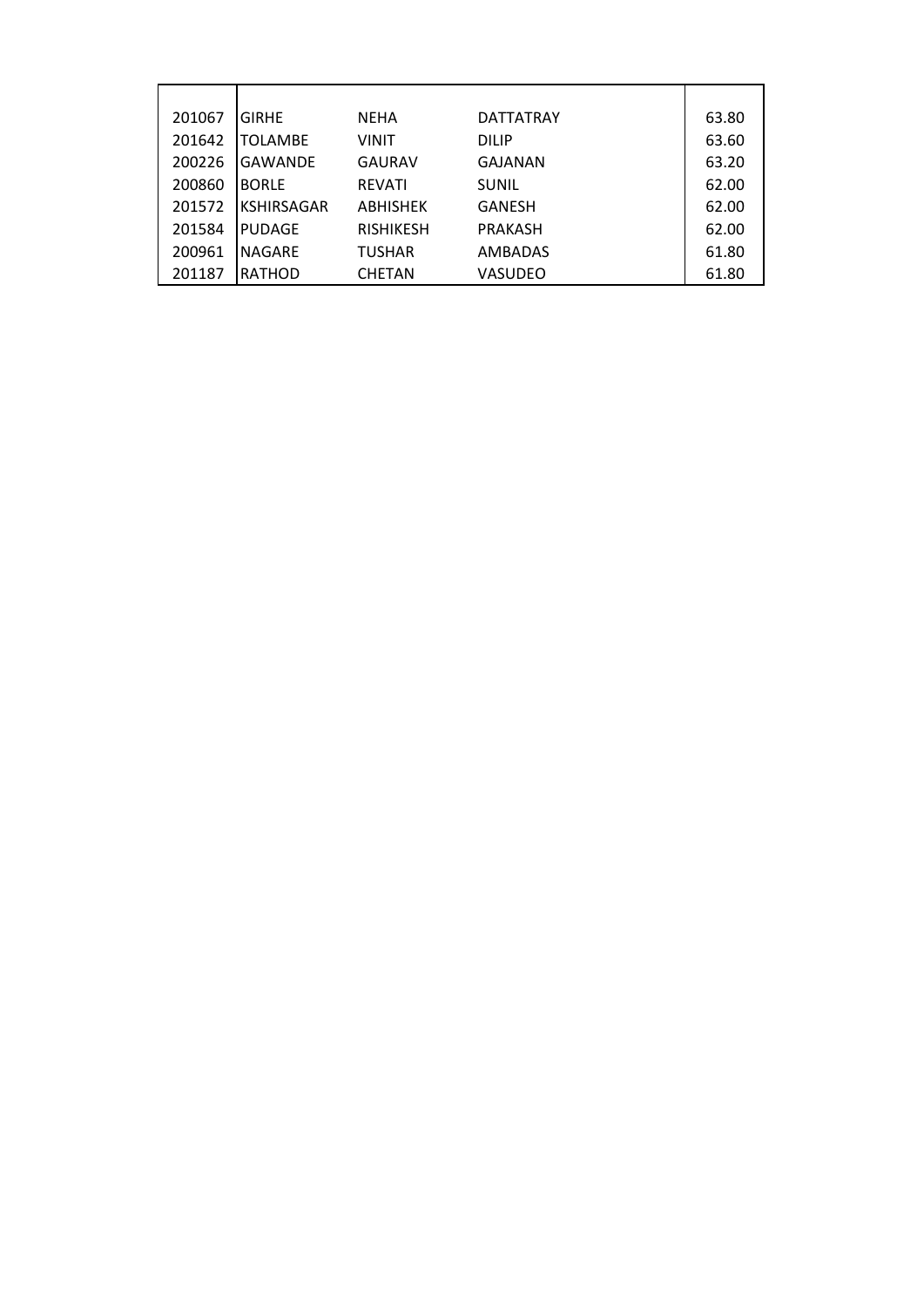| | | | | |
|---|---|---|---|---|
| 201067 | GIRHE | NEHA | DATTATRAY | 63.80 |
| 201642 | TOLAMBE | VINIT | DILIP | 63.60 |
| 200226 | GAWANDE | GAURAV | GAJANAN | 63.20 |
| 200860 | BORLE | REVATI | SUNIL | 62.00 |
| 201572 | KSHIRSAGAR | ABHISHEK | GANESH | 62.00 |
| 201584 | PUDAGE | RISHIKESH | PRAKASH | 62.00 |
| 200961 | NAGARE | TUSHAR | AMBADAS | 61.80 |
| 201187 | RATHOD | CHETAN | VASUDEO | 61.80 |